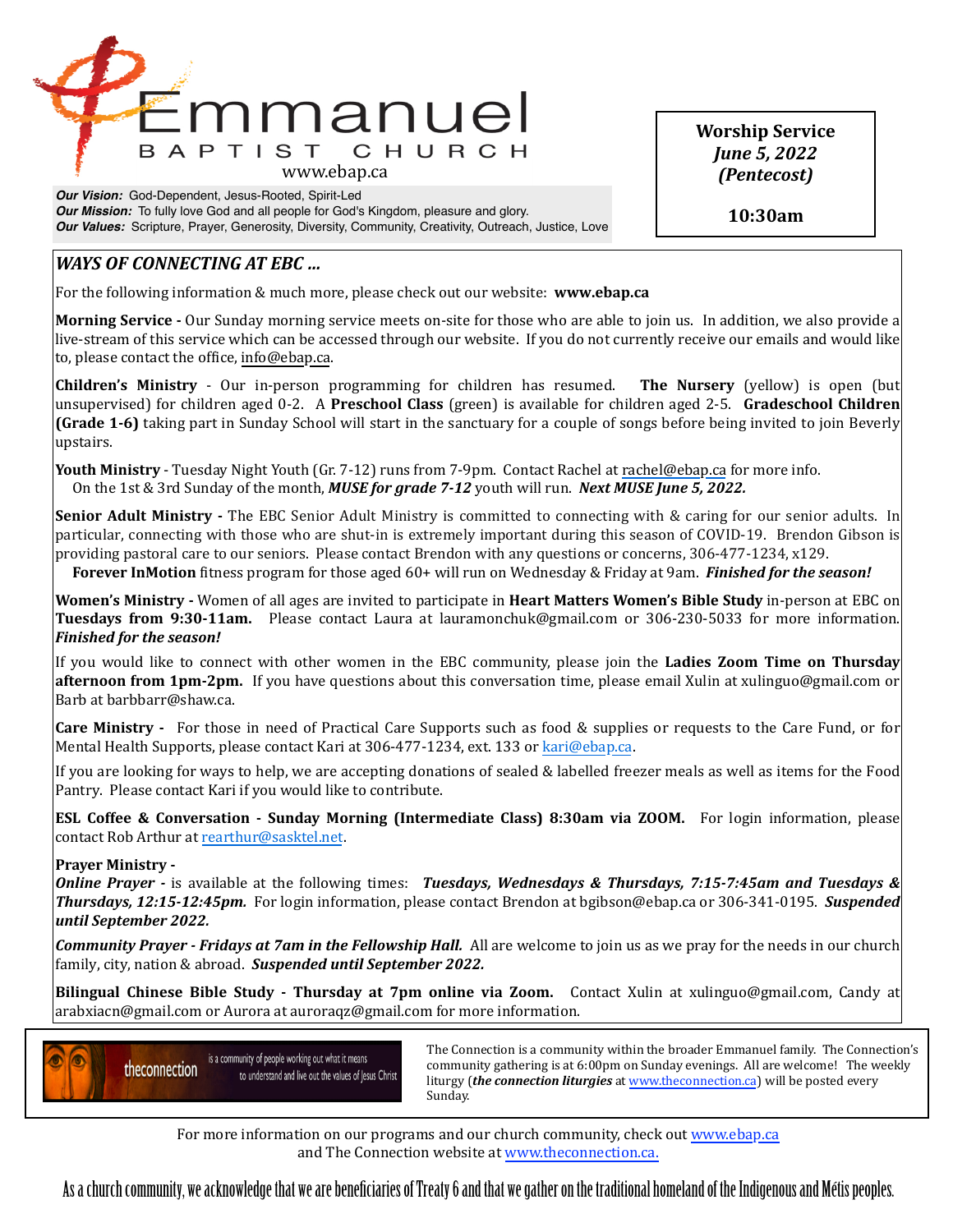# Emmanuel BAPTIST CHURCH

www.ebap.ca

***Our Vision:*** God-Dependent, Jesus-Rooted, Spirit-Led
***Our Mission:*** To fully love God and all people for God's Kingdom, pleasure and glory.
***Our Values:*** Scripture, Prayer, Generosity, Diversity, Community, Creativity, Outreach, Justice, Love

**Worship Service**
***June 5, 2022***
***(Pentecost)***

**10:30am**

## *WAYS OF CONNECTING AT EBC ...*

For the following information & much more, please check out our website: **www.ebap.ca**

**Morning Service -** Our Sunday morning service meets on-site for those who are able to join us. In addition, we also provide a live-stream of this service which can be accessed through our website. If you do not currently receive our emails and would like to, please contact the office, info@ebap.ca.

**Children's Ministry** - Our in-person programming for children has resumed. **The Nursery** (yellow) is open (but unsupervised) for children aged 0-2. A **Preschool Class** (green) is available for children aged 2-5. **Gradeschool Children (Grade 1-6)** taking part in Sunday School will start in the sanctuary for a couple of songs before being invited to join Beverly upstairs.

**Youth Ministry** - Tuesday Night Youth (Gr. 7-12) runs from 7-9pm. Contact Rachel at rachel@ebap.ca for more info.
On the 1st & 3rd Sunday of the month, ***MUSE for grade 7-12*** youth will run. ***Next MUSE June 5, 2022.***

**Senior Adult Ministry -** The EBC Senior Adult Ministry is committed to connecting with & caring for our senior adults. In particular, connecting with those who are shut-in is extremely important during this season of COVID-19. Brendon Gibson is providing pastoral care to our seniors. Please contact Brendon with any questions or concerns, 306-477-1234, x129.
**Forever InMotion** fitness program for those aged 60+ will run on Wednesday & Friday at 9am. ***Finished for the season!***

**Women's Ministry -** Women of all ages are invited to participate in **Heart Matters Women's Bible Study** in-person at EBC on **Tuesdays from 9:30-11am.** Please contact Laura at lauramonchuk@gmail.com or 306-230-5033 for more information. ***Finished for the season!***

If you would like to connect with other women in the EBC community, please join the **Ladies Zoom Time on Thursday afternoon from 1pm-2pm.** If you have questions about this conversation time, please email Xulin at xulinguo@gmail.com or Barb at barbbarr@shaw.ca.

**Care Ministry -** For those in need of Practical Care Supports such as food & supplies or requests to the Care Fund, or for Mental Health Supports, please contact Kari at 306-477-1234, ext. 133 or kari@ebap.ca.

If you are looking for ways to help, we are accepting donations of sealed & labelled freezer meals as well as items for the Food Pantry. Please contact Kari if you would like to contribute.

**ESL Coffee & Conversation - Sunday Morning (Intermediate Class) 8:30am via ZOOM.** For login information, please contact Rob Arthur at rearthur@sasktel.net.

**Prayer Ministry -**
***Online Prayer -*** is available at the following times: ***Tuesdays, Wednesdays & Thursdays, 7:15-7:45am and Tuesdays & Thursdays, 12:15-12:45pm.*** For login information, please contact Brendon at bgibson@ebap.ca or 306-341-0195. ***Suspended until September 2022.***

***Community Prayer - Fridays at 7am in the Fellowship Hall.*** All are welcome to join us as we pray for the needs in our church family, city, nation & abroad. ***Suspended until September 2022.***

**Bilingual Chinese Bible Study - Thursday at 7pm online via Zoom.** Contact Xulin at xulinguo@gmail.com, Candy at arabxiacn@gmail.com or Aurora at auroraqz@gmail.com for more information.

theconnection — is a community of people working out what it means to understand and live out the values of Jesus Christ

The Connection is a community within the broader Emmanuel family. The Connection's community gathering is at 6:00pm on Sunday evenings. All are welcome! The weekly liturgy (***the connection liturgies*** at www.theconnection.ca) will be posted every Sunday.

For more information on our programs and our church community, check out www.ebap.ca and The Connection website at www.theconnection.ca.

As a church community, we acknowledge that we are beneficiaries of Treaty 6 and that we gather on the traditional homeland of the Indigenous and Métis peoples.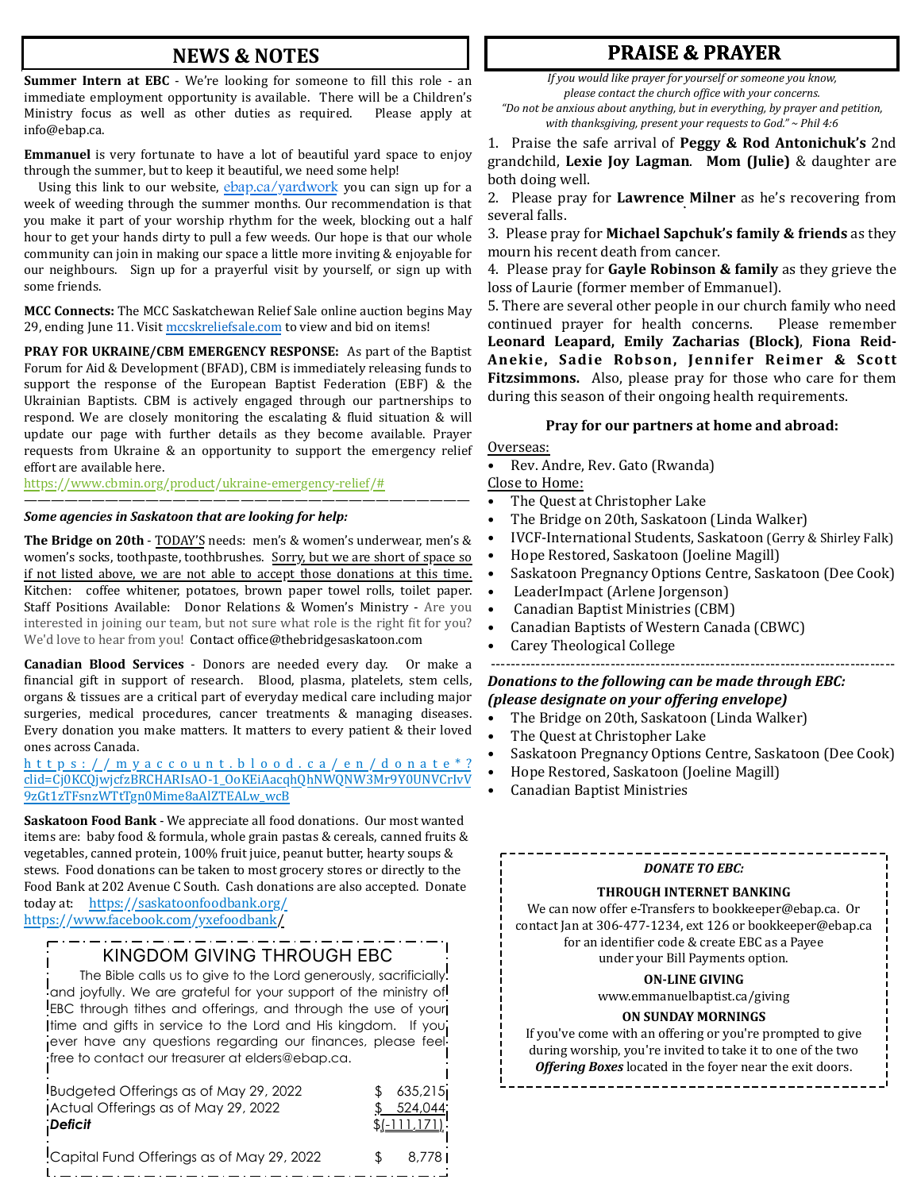## NEWS & NOTES

**Summer Intern at EBC** - We're looking for someone to fill this role - an immediate employment opportunity is available. There will be a Children's Ministry focus as well as other duties as required. Please apply at info@ebap.ca.

**Emmanuel** is very fortunate to have a lot of beautiful yard space to enjoy through the summer, but to keep it beautiful, we need some help!

Using this link to our website, ebap.ca/yardwork you can sign up for a week of weeding through the summer months. Our recommendation is that you make it part of your worship rhythm for the week, blocking out a half hour to get your hands dirty to pull a few weeds. Our hope is that our whole community can join in making our space a little more inviting & enjoyable for our neighbours. Sign up for a prayerful visit by yourself, or sign up with some friends.

**MCC Connects:** The MCC Saskatchewan Relief Sale online auction begins May 29, ending June 11. Visit mccskreliefsale.com to view and bid on items!

**PRAY FOR UKRAINE/CBM EMERGENCY RESPONSE:** As part of the Baptist Forum for Aid & Development (BFAD), CBM is immediately releasing funds to support the response of the European Baptist Federation (EBF) & the Ukrainian Baptists. CBM is actively engaged through our partnerships to respond. We are closely monitoring the escalating & fluid situation & will update our page with further details as they become available. Prayer requests from Ukraine & an opportunity to support the emergency relief effort are available here.
https://www.cbmin.org/product/ukraine-emergency-relief/#

---

***Some agencies in Saskatoon that are looking for help:***

**The Bridge on 20th** - TODAY'S needs: men's & women's underwear, men's & women's socks, toothpaste, toothbrushes. Sorry, but we are short of space so if not listed above, we are not able to accept those donations at this time. Kitchen: coffee whitener, potatoes, brown paper towel rolls, toilet paper. Staff Positions Available: Donor Relations & Women's Ministry - Are you interested in joining our team, but not sure what role is the right fit for you? We'd love to hear from you! Contact office@thebridgesaskatoon.com

**Canadian Blood Services** - Donors are needed every day. Or make a financial gift in support of research. Blood, plasma, platelets, stem cells, organs & tissues are a critical part of everyday medical care including major surgeries, medical procedures, cancer treatments & managing diseases. Every donation you make matters. It matters to every patient & their loved ones across Canada.
https://myaccount.blood.ca/en/donate*?clid=Cj0KCQjwjcfzBRCHARIsAO-1_OoKEiAacqhQhNWQNW3Mr9Y0UNVCrIvV9zGt1zTFsnzWTtTgn0Mime8aAlZTEALw_wcB

**Saskatoon Food Bank** - We appreciate all food donations. Our most wanted items are: baby food & formula, whole grain pastas & cereals, canned fruits & vegetables, canned protein, 100% fruit juice, peanut butter, hearty soups & stews. Food donations can be taken to most grocery stores or directly to the Food Bank at 202 Avenue C South. Cash donations are also accepted. Donate today at: https://saskatoonfoodbank.org/
https://www.facebook.com/yxefoodbank/

### KINGDOM GIVING THROUGH EBC

The Bible calls us to give to the Lord generously, sacrificially and joyfully. We are grateful for your support of the ministry of EBC through tithes and offerings, and through the use of your time and gifts in service to the Lord and His kingdom. If you ever have any questions regarding our finances, please feel free to contact our treasurer at elders@ebap.ca.

| | |
|---|---|
| Budgeted Offerings as of May 29, 2022 | $ 635,215 |
| Actual Offerings as of May 29, 2022 | $ 524,044 |
| ***Deficit*** | $(-111,171) |
| Capital Fund Offerings as of May 29, 2022 | $ 8,778 |

## PRAISE & PRAYER

*If you would like prayer for yourself or someone you know, please contact the church office with your concerns.*
*"Do not be anxious about anything, but in everything, by prayer and petition, with thanksgiving, present your requests to God." ~ Phil 4:6*

1. Praise the safe arrival of **Peggy & Rod Antonichuk's** 2nd grandchild, **Lexie Joy Lagman**. **Mom (Julie)** & daughter are both doing well.
2. Please pray for **Lawrence Milner** as he's recovering from several falls.
3. Please pray for **Michael Sapchuk's family & friends** as they mourn his recent death from cancer.
4. Please pray for **Gayle Robinson & family** as they grieve the loss of Laurie (former member of Emmanuel).
5. There are several other people in our church family who need continued prayer for health concerns. Please remember **Leonard Leapard, Emily Zacharias (Block)**, **Fiona Reid-Anekie, Sadie Robson, Jennifer Reimer & Scott Fitzsimmons.** Also, please pray for those who care for them during this season of their ongoing health requirements.

**Pray for our partners at home and abroad:**

Overseas:
- Rev. Andre, Rev. Gato (Rwanda)

Close to Home:
- The Quest at Christopher Lake
- The Bridge on 20th, Saskatoon (Linda Walker)
- IVCF-International Students, Saskatoon (Gerry & Shirley Falk)
- Hope Restored, Saskatoon (Joeline Magill)
- Saskatoon Pregnancy Options Centre, Saskatoon (Dee Cook)
- LeaderImpact (Arlene Jorgenson)
- Canadian Baptist Ministries (CBM)
- Canadian Baptists of Western Canada (CBWC)
- Carey Theological College

---

***Donations to the following can be made through EBC: (please designate on your offering envelope)***
- The Bridge on 20th, Saskatoon (Linda Walker)
- The Quest at Christopher Lake
- Saskatoon Pregnancy Options Centre, Saskatoon (Dee Cook)
- Hope Restored, Saskatoon (Joeline Magill)
- Canadian Baptist Ministries

***DONATE TO EBC:***

**THROUGH INTERNET BANKING**

We can now offer e-Transfers to bookkeeper@ebap.ca. Or contact Jan at 306-477-1234, ext 126 or bookkeeper@ebap.ca for an identifier code & create EBC as a Payee under your Bill Payments option.

**ON-LINE GIVING**

www.emmanuelbaptist.ca/giving

**ON SUNDAY MORNINGS**

If you've come with an offering or you're prompted to give during worship, you're invited to take it to one of the two ***Offering Boxes*** located in the foyer near the exit doors.